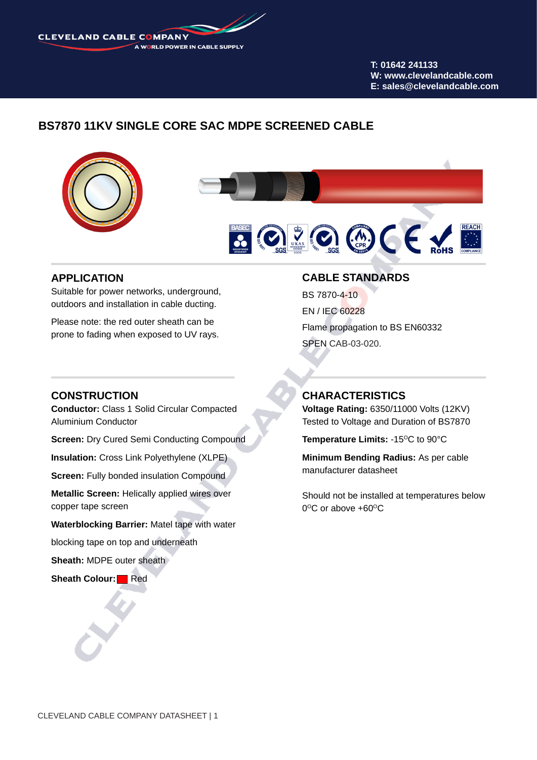CLEVELAND CABLE COMPANY
A WORLD POWER IN CABLE SUPPLY

**T: 01642 241133**
**W: www.clevelandcable.com**
**E: sales@clevelandcable.com**

# BS7870 11KV SINGLE CORE SAC MDPE SCREENED CABLE

## APPLICATION

Suitable for power networks, underground, outdoors and installation in cable ducting.

Please note: the red outer sheath can be prone to fading when exposed to UV rays.

## CABLE STANDARDS

BS 7870-4-10

EN / IEC 60228

Flame propagation to BS EN60332

SPEN CAB-03-020.

## CONSTRUCTION

**Conductor:** Class 1 Solid Circular Compacted Aluminium Conductor

**Screen:** Dry Cured Semi Conducting Compound

**Insulation:** Cross Link Polyethylene (XLPE)

**Screen:** Fully bonded insulation Compound

**Metallic Screen:** Helically applied wires over copper tape screen

**Waterblocking Barrier:** Matel tape with water

blocking tape on top and underneath

**Sheath:** MDPE outer sheath

**Sheath Colour:** Red

## CHARACTERISTICS

**Voltage Rating:** 6350/11000 Volts (12KV) Tested to Voltage and Duration of BS7870

**Temperature Limits:** -15°C to 90°C

**Minimum Bending Radius:** As per cable manufacturer datasheet

Should not be installed at temperatures below 0°C or above +60°C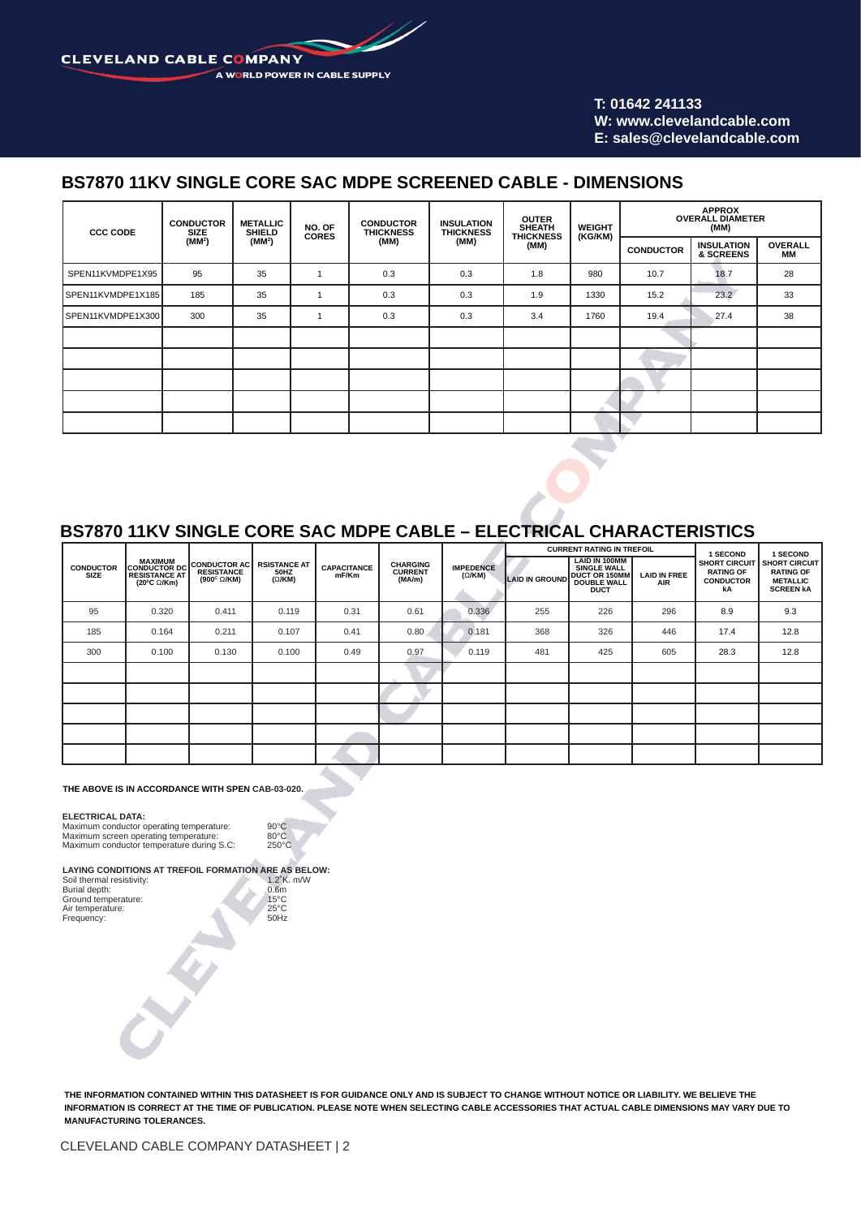## BS7870 11KV SINGLE CORE SAC MDPE SCREENED CABLE - DIMENSIONS

| CCC CODE | CONDUCTOR SIZE ($MM^2$) | METALLIC SHIELD ($MM^2$) | NO. OF CORES | CONDUCTOR THICKNESS (MM) | INSULATION THICKNESS (MM) | OUTER SHEATH THICKNESS (MM) | WEIGHT (KG/KM) | APPROX OVERALL DIAMETER (MM) | | |
|---|---|---|---|---|---|---|---|---|---|---|
| | | | | | | | | CONDUCTOR | INSULATION & SCREENS | OVERALL MM |
| SPEN11KVMDPE1X95 | 95 | 35 | 1 | 0.3 | 0.3 | 1.8 | 980 | 10.7 | 18.7 | 28 |
| SPEN11KVMDPE1X185 | 185 | 35 | 1 | 0.3 | 0.3 | 1.9 | 1330 | 15.2 | 23.2 | 33 |
| SPEN11KVMDPE1X300 | 300 | 35 | 1 | 0.3 | 0.3 | 3.4 | 1760 | 19.4 | 27.4 | 38 |

## BS7870 11KV SINGLE CORE SAC MDPE CABLE – ELECTRICAL CHARACTERISTICS

| CONDUCTOR SIZE | MAXIMUM CONDUCTOR DC RESISTANCE AT (20°C Ω/Km) | CONDUCTOR AC RESISTANCE (900° Ω/KM) | RSISTANCE AT 50HZ (Ω/KM) | CAPACITANCE mF/Km | CHARGING CURRENT (MA/m) | IMPEDENCE (Ω/KM) | CURRENT RATING IN TREFOIL | | | 1 SECOND SHORT CIRCUIT RATING OF CONDUCTOR kA | 1 SECOND SHORT CIRCUIT RATING OF METALLIC SCREEN kA |
|---|---|---|---|---|---|---|---|---|---|---|---|
| | | | | | | | LAID IN GROUND | LAID IN 100MM SINGLE WALL DUCT OR 150MM DOUBLE WALL DUCT | LAID IN FREE AIR | | |
| 95 | 0.320 | 0.411 | 0.119 | 0.31 | 0.61 | 0.336 | 255 | 226 | 296 | 8.9 | 9.3 |
| 185 | 0.164 | 0.211 | 0.107 | 0.41 | 0.80 | 0.181 | 368 | 326 | 446 | 17.4 | 12.8 |
| 300 | 0.100 | 0.130 | 0.100 | 0.49 | 0.97 | 0.119 | 481 | 425 | 605 | 28.3 | 12.8 |

**THE ABOVE IS IN ACCORDANCE WITH SPEN CAB-03-020.**

**ELECTRICAL DATA:**

Maximum conductor operating temperature: 90°C
Maximum screen operating temperature: 80°C
Maximum conductor temperature during S.C: 250°C

**LAYING CONDITIONS AT TREFOIL FORMATION ARE AS BELOW:**

Soil thermal resistivity: 1.2°K. m/W
Burial depth: 0.6m
Ground temperature: 15°C
Air temperature: 25°C
Frequency: 50Hz

**THE INFORMATION CONTAINED WITHIN THIS DATASHEET IS FOR GUIDANCE ONLY AND IS SUBJECT TO CHANGE WITHOUT NOTICE OR LIABILITY. WE BELIEVE THE INFORMATION IS CORRECT AT THE TIME OF PUBLICATION. PLEASE NOTE WHEN SELECTING CABLE ACCESSORIES THAT ACTUAL CABLE DIMENSIONS MAY VARY DUE TO MANUFACTURING TOLERANCES.**